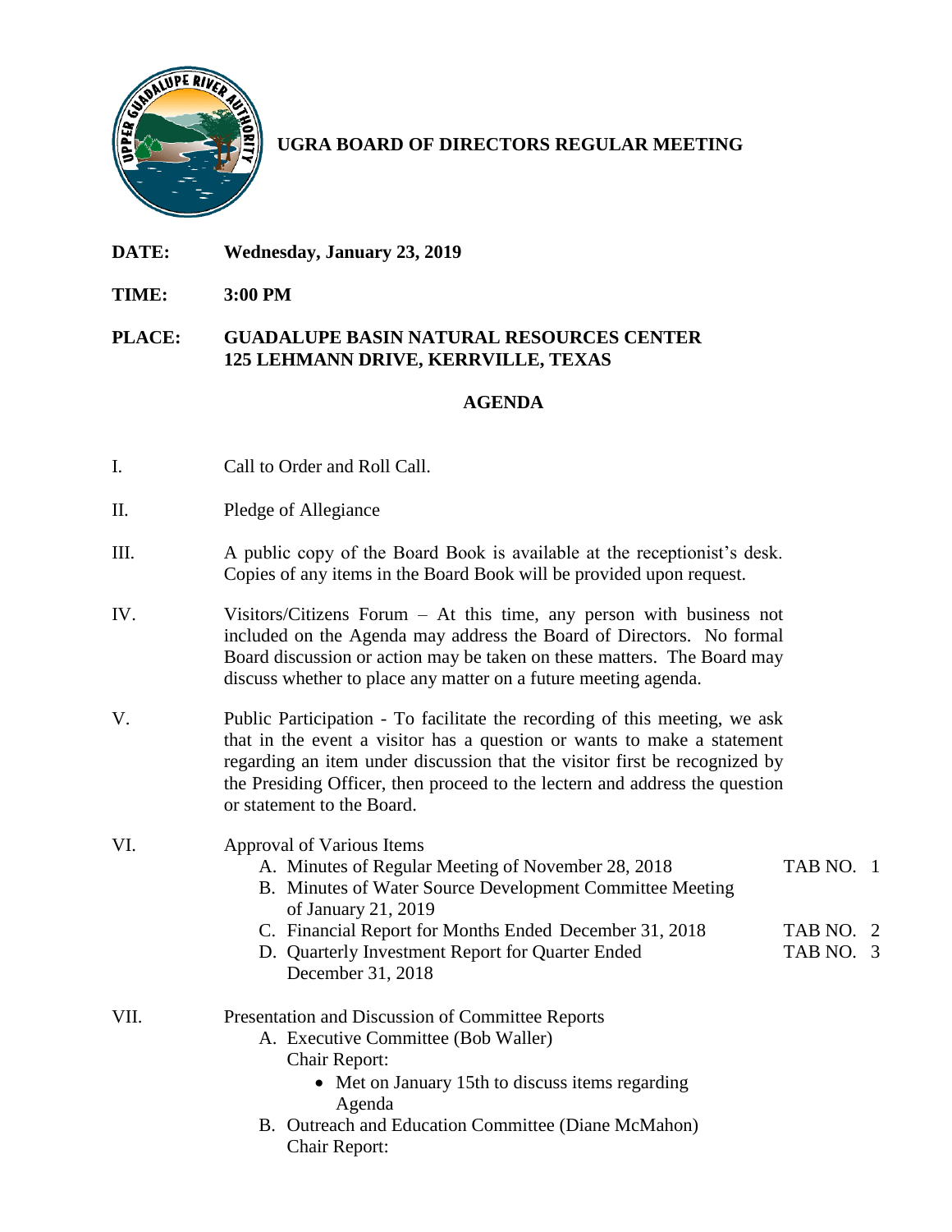# UGRA BOARD OF DIRECTORS REGULAR MEETING

**DATE:** **Wednesday, January 23, 2019**

**TIME:** **3:00 PM**

**PLACE:** **GUADALUPE BASIN NATURAL RESOURCES CENTER**
**125 LEHMANN DRIVE, KERRVILLE, TEXAS**

## AGENDA

I. Call to Order and Roll Call.

II. Pledge of Allegiance

III. A public copy of the Board Book is available at the receptionist's desk. Copies of any items in the Board Book will be provided upon request.

IV. Visitors/Citizens Forum – At this time, any person with business not included on the Agenda may address the Board of Directors. No formal Board discussion or action may be taken on these matters. The Board may discuss whether to place any matter on a future meeting agenda.

V. Public Participation - To facilitate the recording of this meeting, we ask that in the event a visitor has a question or wants to make a statement regarding an item under discussion that the visitor first be recognized by the Presiding Officer, then proceed to the lectern and address the question or statement to the Board.

VI. Approval of Various Items
   - A. Minutes of Regular Meeting of November 28, 2018 — TAB NO. 1
   - B. Minutes of Water Source Development Committee Meeting of January 21, 2019
   - C. Financial Report for Months Ended December 31, 2018 — TAB NO. 2
   - D. Quarterly Investment Report for Quarter Ended December 31, 2018 — TAB NO. 3

VII. Presentation and Discussion of Committee Reports
   - A. Executive Committee (Bob Waller)
     Chair Report:
       - Met on January 15th to discuss items regarding Agenda
   - B. Outreach and Education Committee (Diane McMahon)
     Chair Report: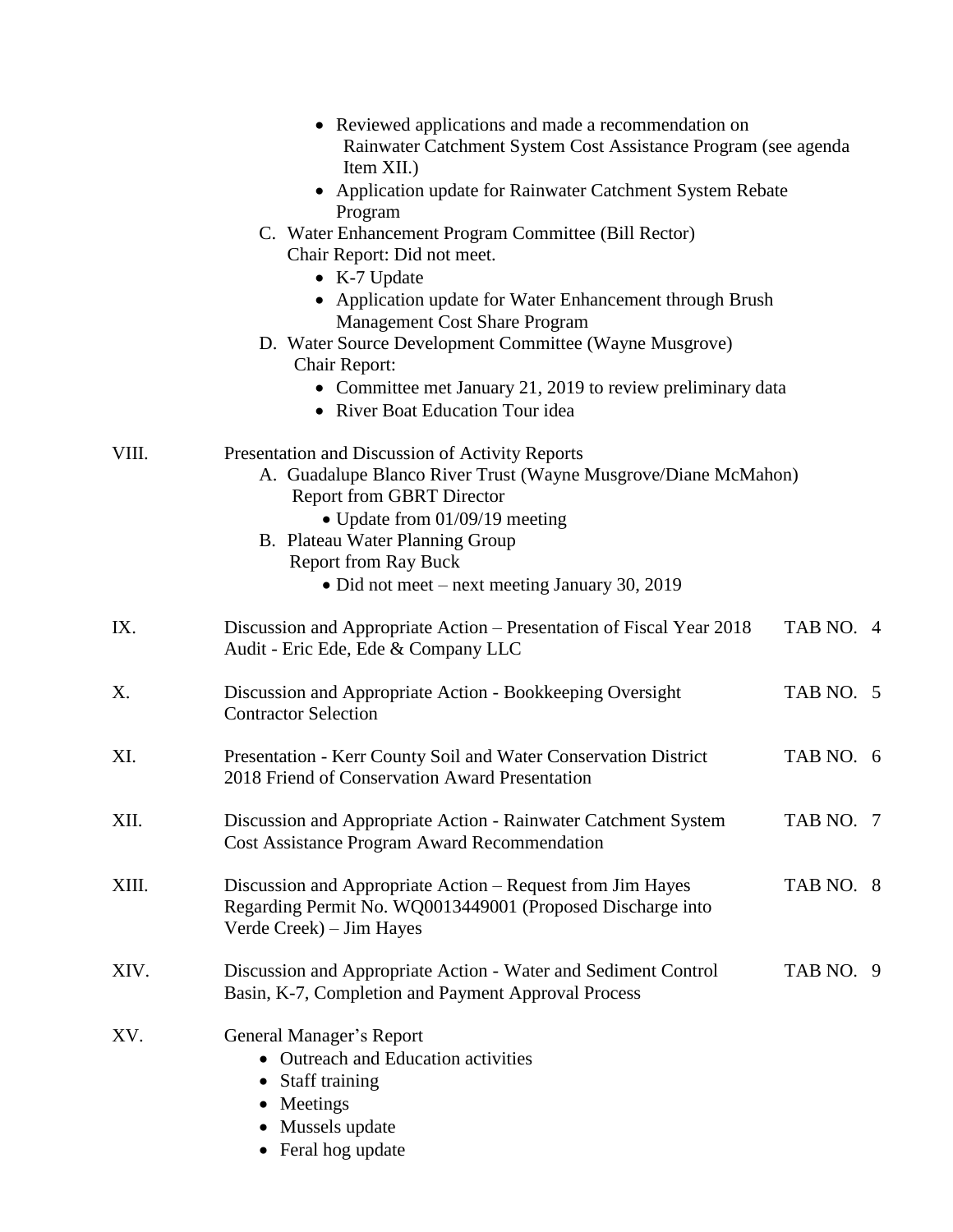- Reviewed applications and made a recommendation on Rainwater Catchment System Cost Assistance Program (see agenda Item XII.)
- Application update for Rainwater Catchment System Rebate Program

C. Water Enhancement Program Committee (Bill Rector)
Chair Report: Did not meet.

- K-7 Update
- Application update for Water Enhancement through Brush Management Cost Share Program

D. Water Source Development Committee (Wayne Musgrove)
Chair Report:

- Committee met January 21, 2019 to review preliminary data
- River Boat Education Tour idea

VIII. Presentation and Discussion of Activity Reports

A. Guadalupe Blanco River Trust (Wayne Musgrove/Diane McMahon)
Report from GBRT Director

- Update from 01/09/19 meeting

B. Plateau Water Planning Group
Report from Ray Buck

- Did not meet – next meeting January 30, 2019

IX. Discussion and Appropriate Action – Presentation of Fiscal Year 2018 Audit - Eric Ede, Ede & Company LLC — TAB NO. 4

X. Discussion and Appropriate Action - Bookkeeping Oversight Contractor Selection — TAB NO. 5

XI. Presentation - Kerr County Soil and Water Conservation District 2018 Friend of Conservation Award Presentation — TAB NO. 6

XII. Discussion and Appropriate Action - Rainwater Catchment System Cost Assistance Program Award Recommendation — TAB NO. 7

XIII. Discussion and Appropriate Action – Request from Jim Hayes Regarding Permit No. WQ0013449001 (Proposed Discharge into Verde Creek) – Jim Hayes — TAB NO. 8

XIV. Discussion and Appropriate Action - Water and Sediment Control Basin, K-7, Completion and Payment Approval Process — TAB NO. 9

XV. General Manager's Report

- Outreach and Education activities
- Staff training
- Meetings
- Mussels update
- Feral hog update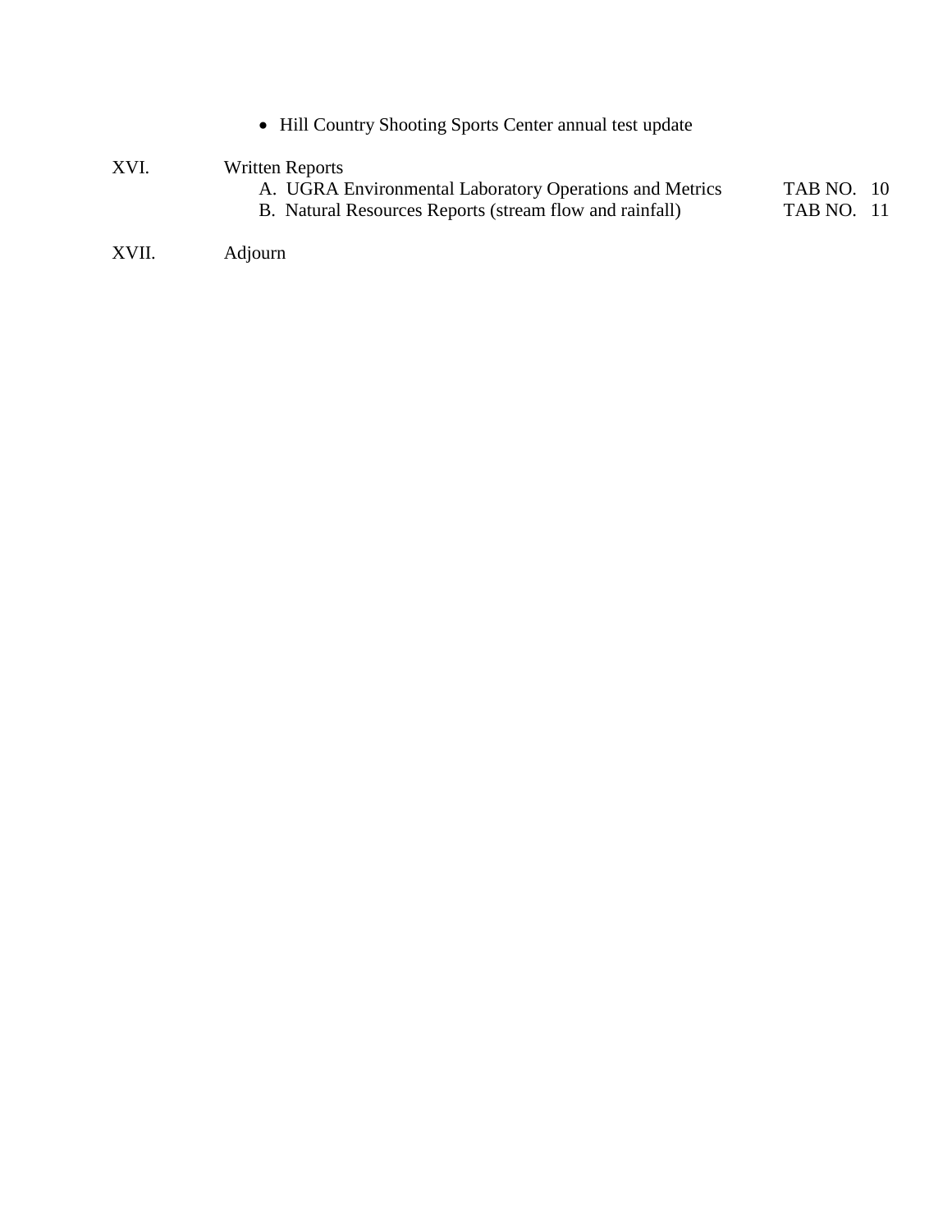- Hill Country Shooting Sports Center annual test update

XVI. Written Reports

A. UGRA Environmental Laboratory Operations and Metrics — TAB NO. 10

B. Natural Resources Reports (stream flow and rainfall) — TAB NO. 11

XVII. Adjourn